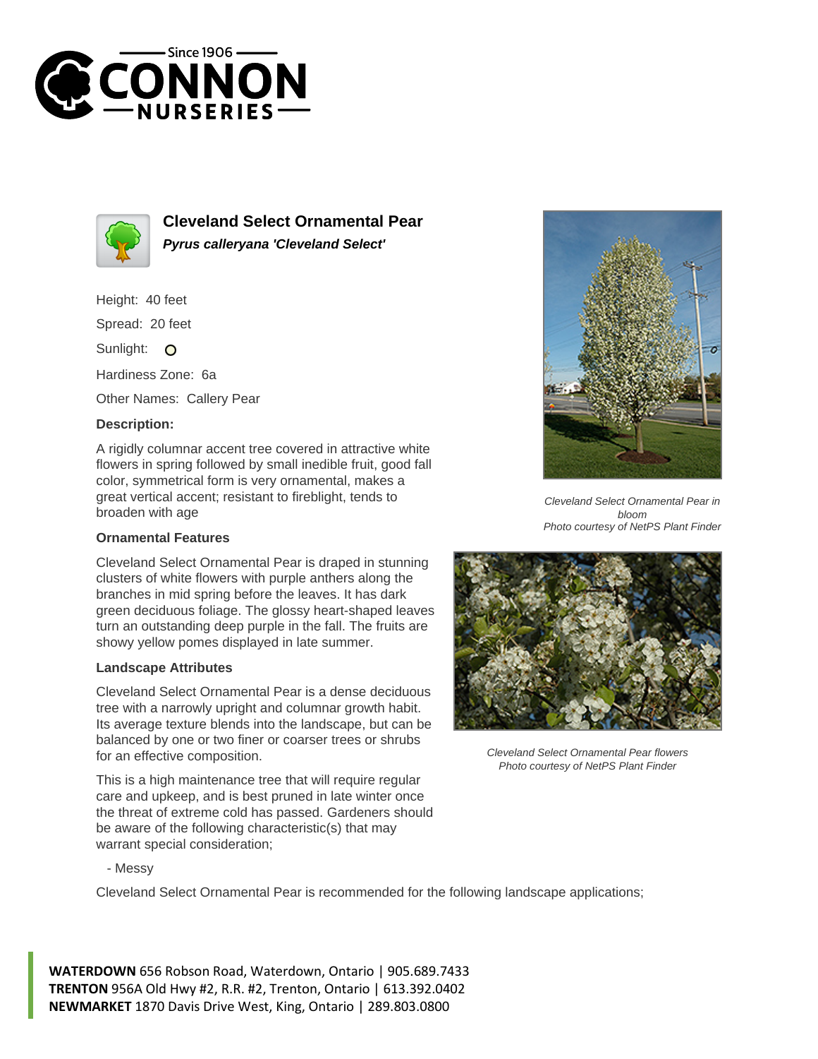# Cleveland Select Ornamental Pear

***Pyrus calleryana 'Cleveland Select'***

Height: 40 feet

Spread: 20 feet

Sunlight: ○

Hardiness Zone: 6a

Other Names: Callery Pear

### Description:

A rigidly columnar accent tree covered in attractive white flowers in spring followed by small inedible fruit, good fall color, symmetrical form is very ornamental, makes a great vertical accent; resistant to fireblight, tends to broaden with age

### Ornamental Features

Cleveland Select Ornamental Pear is draped in stunning clusters of white flowers with purple anthers along the branches in mid spring before the leaves. It has dark green deciduous foliage. The glossy heart-shaped leaves turn an outstanding deep purple in the fall. The fruits are showy yellow pomes displayed in late summer.

### Landscape Attributes

Cleveland Select Ornamental Pear is a dense deciduous tree with a narrowly upright and columnar growth habit. Its average texture blends into the landscape, but can be balanced by one or two finer or coarser trees or shrubs for an effective composition.

This is a high maintenance tree that will require regular care and upkeep, and is best pruned in late winter once the threat of extreme cold has passed. Gardeners should be aware of the following characteristic(s) that may warrant special consideration;

- Messy

Cleveland Select Ornamental Pear is recommended for the following landscape applications;

*Cleveland Select Ornamental Pear in bloom*
*Photo courtesy of NetPS Plant Finder*

*Cleveland Select Ornamental Pear flowers*
*Photo courtesy of NetPS Plant Finder*

**WATERDOWN** 656 Robson Road, Waterdown, Ontario | 905.689.7433
**TRENTON** 956A Old Hwy #2, R.R. #2, Trenton, Ontario | 613.392.0402
**NEWMARKET** 1870 Davis Drive West, King, Ontario | 289.803.0800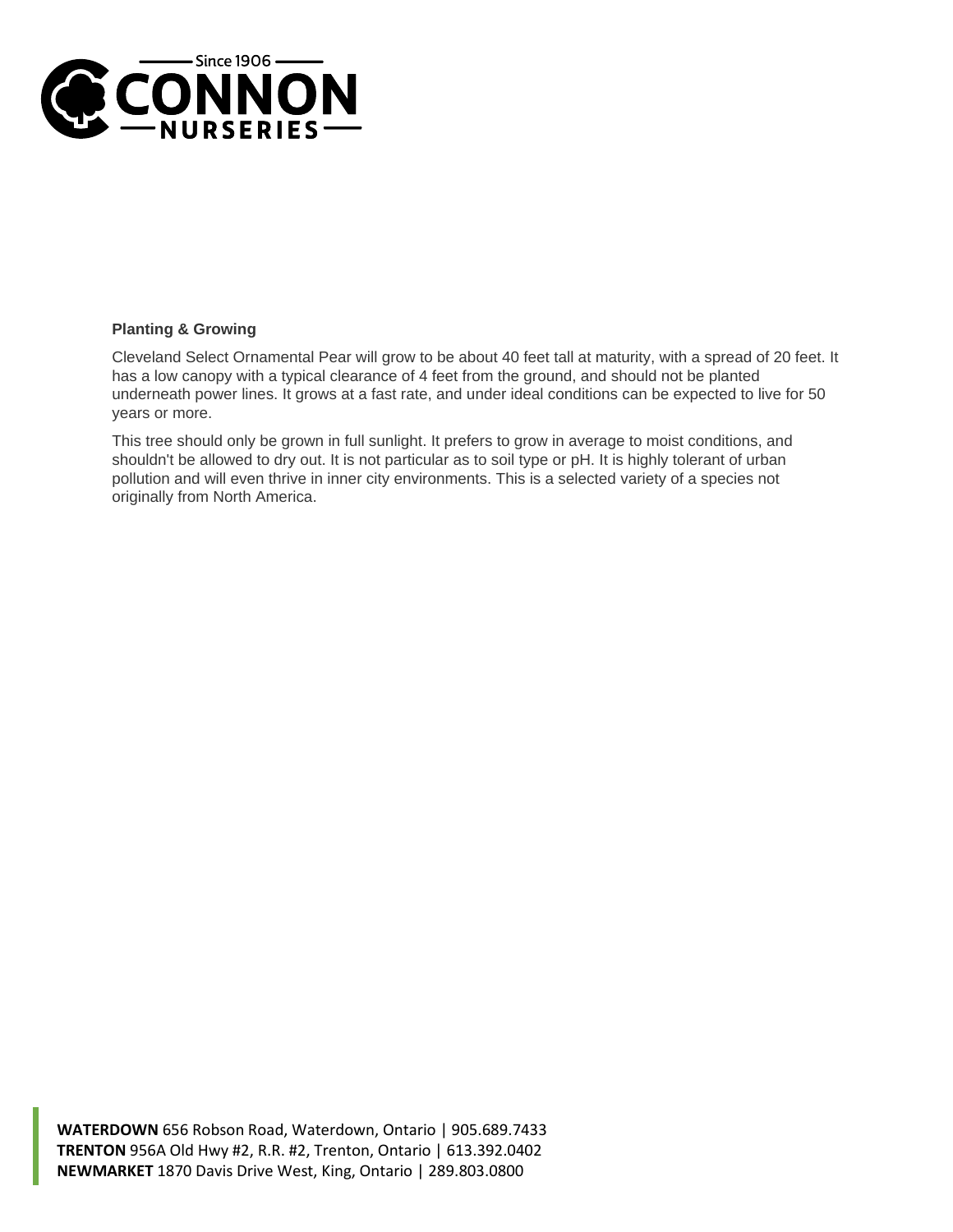### Planting & Growing

Cleveland Select Ornamental Pear will grow to be about 40 feet tall at maturity, with a spread of 20 feet. It has a low canopy with a typical clearance of 4 feet from the ground, and should not be planted underneath power lines. It grows at a fast rate, and under ideal conditions can be expected to live for 50 years or more.

This tree should only be grown in full sunlight. It prefers to grow in average to moist conditions, and shouldn't be allowed to dry out. It is not particular as to soil type or pH. It is highly tolerant of urban pollution and will even thrive in inner city environments. This is a selected variety of a species not originally from North America.